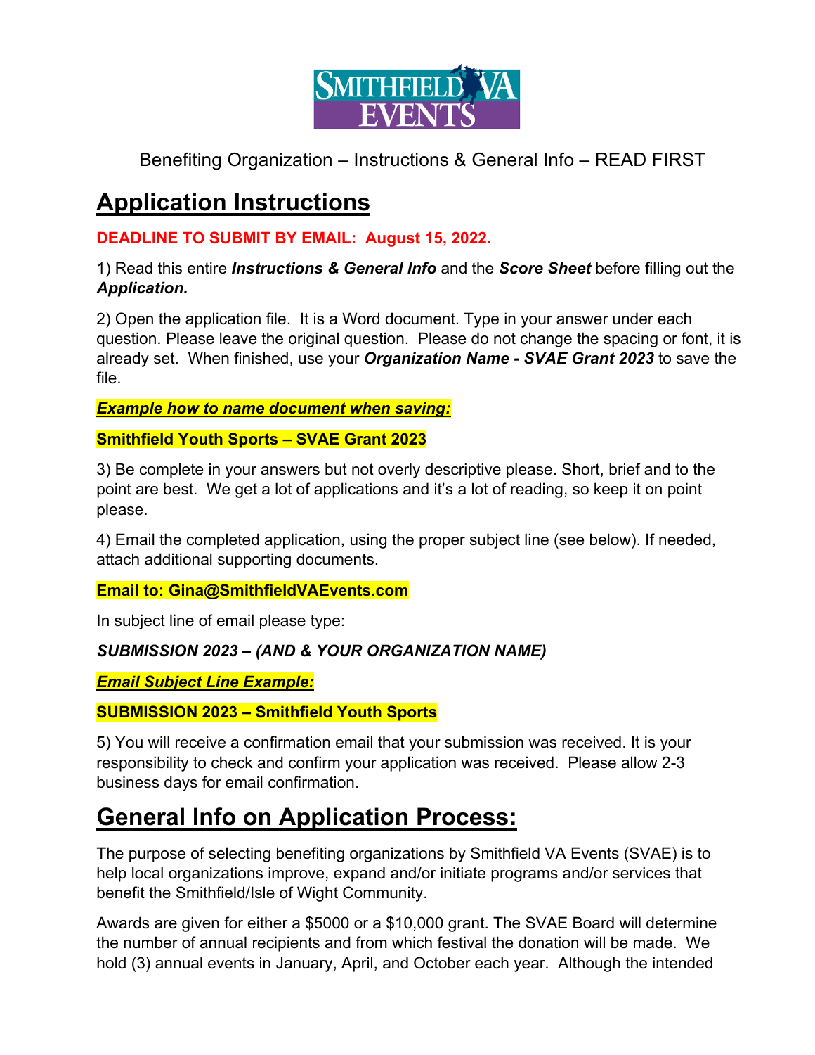Benefiting Organization – Instructions & General Info – READ FIRST

# Application Instructions

**DEADLINE TO SUBMIT BY EMAIL: August 15, 2022.**

1) Read this entire ***Instructions & General Info*** and the ***Score Sheet*** before filling out the ***Application.***

2) Open the application file. It is a Word document. Type in your answer under each question. Please leave the original question. Please do not change the spacing or font, it is already set. When finished, use your ***Organization Name - SVAE Grant 2023*** to save the file.

***Example how to name document when saving:***

**Smithfield Youth Sports – SVAE Grant 2023**

3) Be complete in your answers but not overly descriptive please. Short, brief and to the point are best. We get a lot of applications and it's a lot of reading, so keep it on point please.

4) Email the completed application, using the proper subject line (see below). If needed, attach additional supporting documents.

**Email to: Gina@SmithfieldVAEvents.com**

In subject line of email please type:

***SUBMISSION 2023 – (AND & YOUR ORGANIZATION NAME)***

***Email Subject Line Example:***

**SUBMISSION 2023 – Smithfield Youth Sports**

5) You will receive a confirmation email that your submission was received. It is your responsibility to check and confirm your application was received. Please allow 2-3 business days for email confirmation.

# General Info on Application Process:

The purpose of selecting benefiting organizations by Smithfield VA Events (SVAE) is to help local organizations improve, expand and/or initiate programs and/or services that benefit the Smithfield/Isle of Wight Community.

Awards are given for either a $5000 or a $10,000 grant. The SVAE Board will determine the number of annual recipients and from which festival the donation will be made. We hold (3) annual events in January, April, and October each year. Although the intended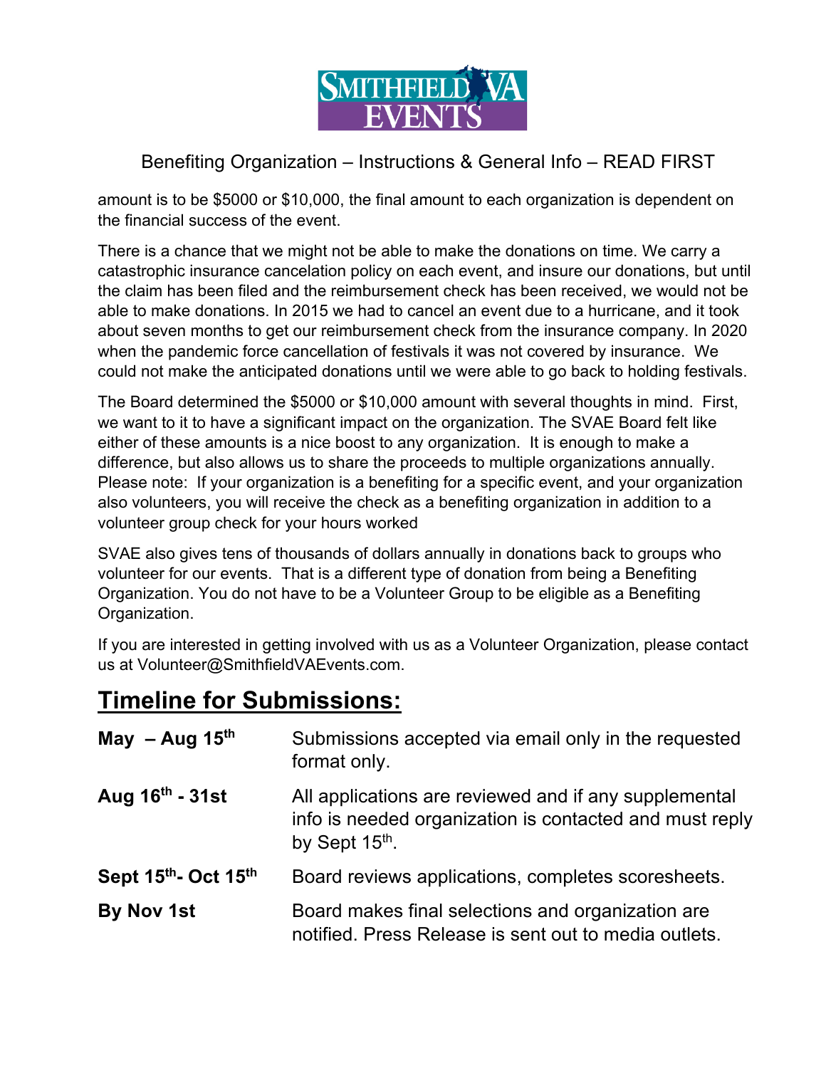Benefiting Organization – Instructions & General Info – READ FIRST

amount is to be $5000 or $10,000, the final amount to each organization is dependent on the financial success of the event.

There is a chance that we might not be able to make the donations on time. We carry a catastrophic insurance cancelation policy on each event, and insure our donations, but until the claim has been filed and the reimbursement check has been received, we would not be able to make donations. In 2015 we had to cancel an event due to a hurricane, and it took about seven months to get our reimbursement check from the insurance company. In 2020 when the pandemic force cancellation of festivals it was not covered by insurance. We could not make the anticipated donations until we were able to go back to holding festivals.

The Board determined the $5000 or $10,000 amount with several thoughts in mind. First, we want to it to have a significant impact on the organization. The SVAE Board felt like either of these amounts is a nice boost to any organization. It is enough to make a difference, but also allows us to share the proceeds to multiple organizations annually. Please note: If your organization is a benefiting for a specific event, and your organization also volunteers, you will receive the check as a benefiting organization in addition to a volunteer group check for your hours worked

SVAE also gives tens of thousands of dollars annually in donations back to groups who volunteer for our events. That is a different type of donation from being a Benefiting Organization. You do not have to be a Volunteer Group to be eligible as a Benefiting Organization.

If you are interested in getting involved with us as a Volunteer Organization, please contact us at Volunteer@SmithfieldVAEvents.com.

## Timeline for Submissions:

| | |
|---|---|
| **May – Aug 15th** | Submissions accepted via email only in the requested format only. |
| **Aug 16th - 31st** | All applications are reviewed and if any supplemental info is needed organization is contacted and must reply by Sept 15th. |
| **Sept 15th- Oct 15th** | Board reviews applications, completes scoresheets. |
| **By Nov 1st** | Board makes final selections and organization are notified. Press Release is sent out to media outlets. |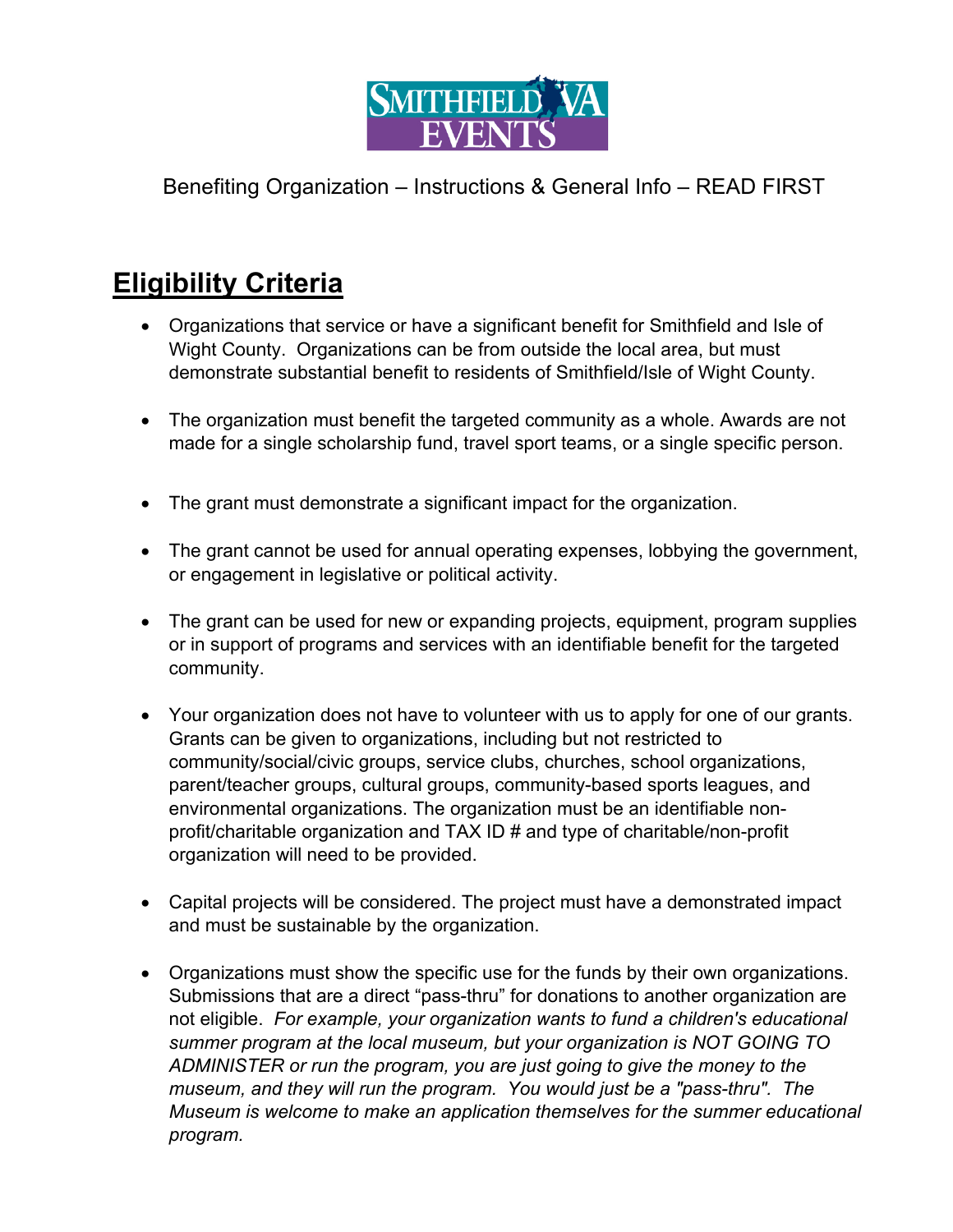Benefiting Organization – Instructions & General Info – READ FIRST

## Eligibility Criteria

- Organizations that service or have a significant benefit for Smithfield and Isle of Wight County. Organizations can be from outside the local area, but must demonstrate substantial benefit to residents of Smithfield/Isle of Wight County.

- The organization must benefit the targeted community as a whole. Awards are not made for a single scholarship fund, travel sport teams, or a single specific person.

- The grant must demonstrate a significant impact for the organization.

- The grant cannot be used for annual operating expenses, lobbying the government, or engagement in legislative or political activity.

- The grant can be used for new or expanding projects, equipment, program supplies or in support of programs and services with an identifiable benefit for the targeted community.

- Your organization does not have to volunteer with us to apply for one of our grants. Grants can be given to organizations, including but not restricted to community/social/civic groups, service clubs, churches, school organizations, parent/teacher groups, cultural groups, community-based sports leagues, and environmental organizations. The organization must be an identifiable non-profit/charitable organization and TAX ID # and type of charitable/non-profit organization will need to be provided.

- Capital projects will be considered. The project must have a demonstrated impact and must be sustainable by the organization.

- Organizations must show the specific use for the funds by their own organizations. Submissions that are a direct "pass-thru" for donations to another organization are not eligible. *For example, your organization wants to fund a children's educational summer program at the local museum, but your organization is NOT GOING TO ADMINISTER or run the program, you are just going to give the money to the museum, and they will run the program. You would just be a "pass-thru". The Museum is welcome to make an application themselves for the summer educational program.*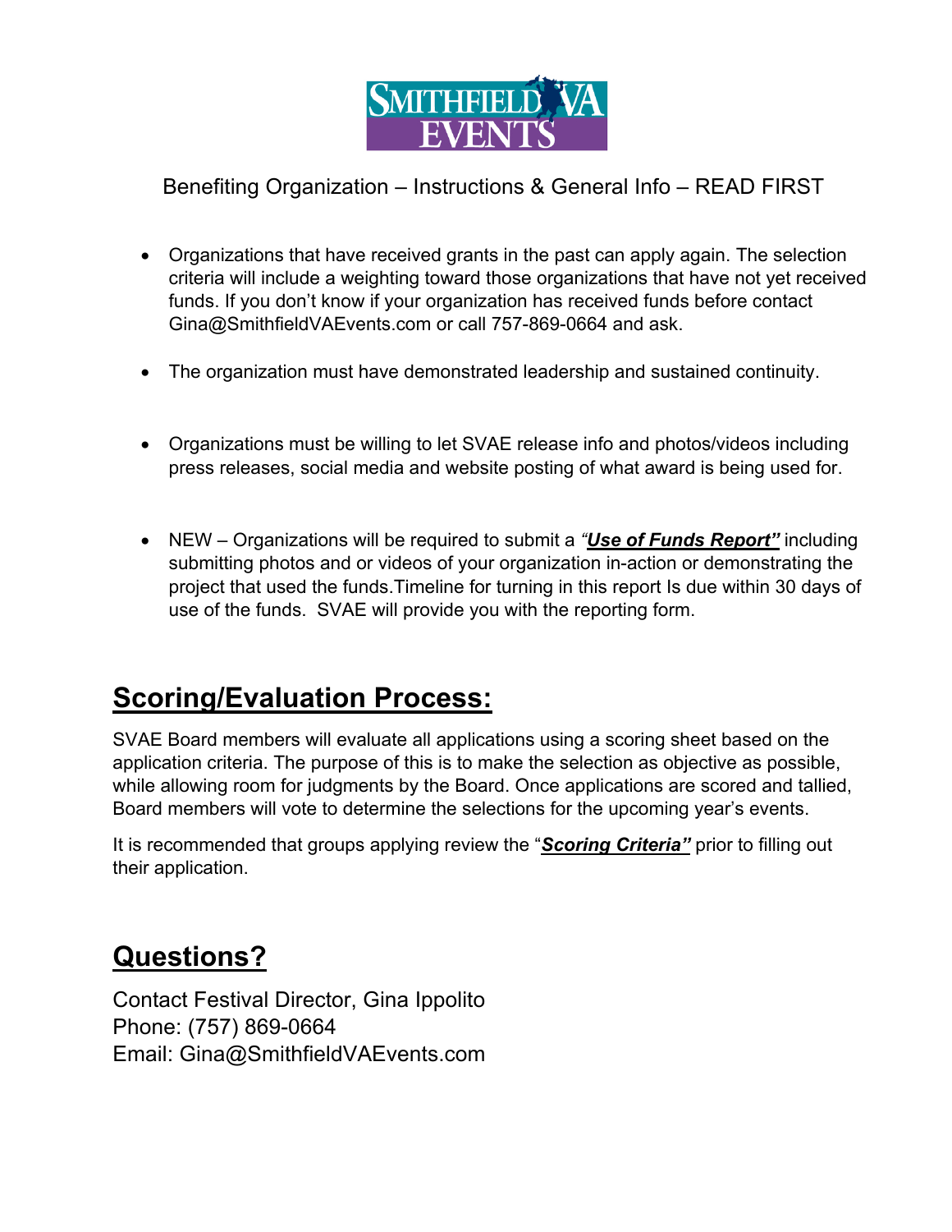SMITHFIELD VA EVENTS

Benefiting Organization – Instructions & General Info – READ FIRST

- Organizations that have received grants in the past can apply again. The selection criteria will include a weighting toward those organizations that have not yet received funds. If you don't know if your organization has received funds before contact Gina@SmithfieldVAEvents.com or call 757-869-0664 and ask.
- The organization must have demonstrated leadership and sustained continuity.
- Organizations must be willing to let SVAE release info and photos/videos including press releases, social media and website posting of what award is being used for.
- NEW – Organizations will be required to submit a ***"Use of Funds Report"*** including submitting photos and or videos of your organization in-action or demonstrating the project that used the funds.Timeline for turning in this report Is due within 30 days of use of the funds. SVAE will provide you with the reporting form.

## Scoring/Evaluation Process:

SVAE Board members will evaluate all applications using a scoring sheet based on the application criteria. The purpose of this is to make the selection as objective as possible, while allowing room for judgments by the Board. Once applications are scored and tallied, Board members will vote to determine the selections for the upcoming year's events.

It is recommended that groups applying review the "***Scoring Criteria"*** prior to filling out their application.

## Questions?

Contact Festival Director, Gina Ippolito
Phone: (757) 869-0664
Email: Gina@SmithfieldVAEvents.com